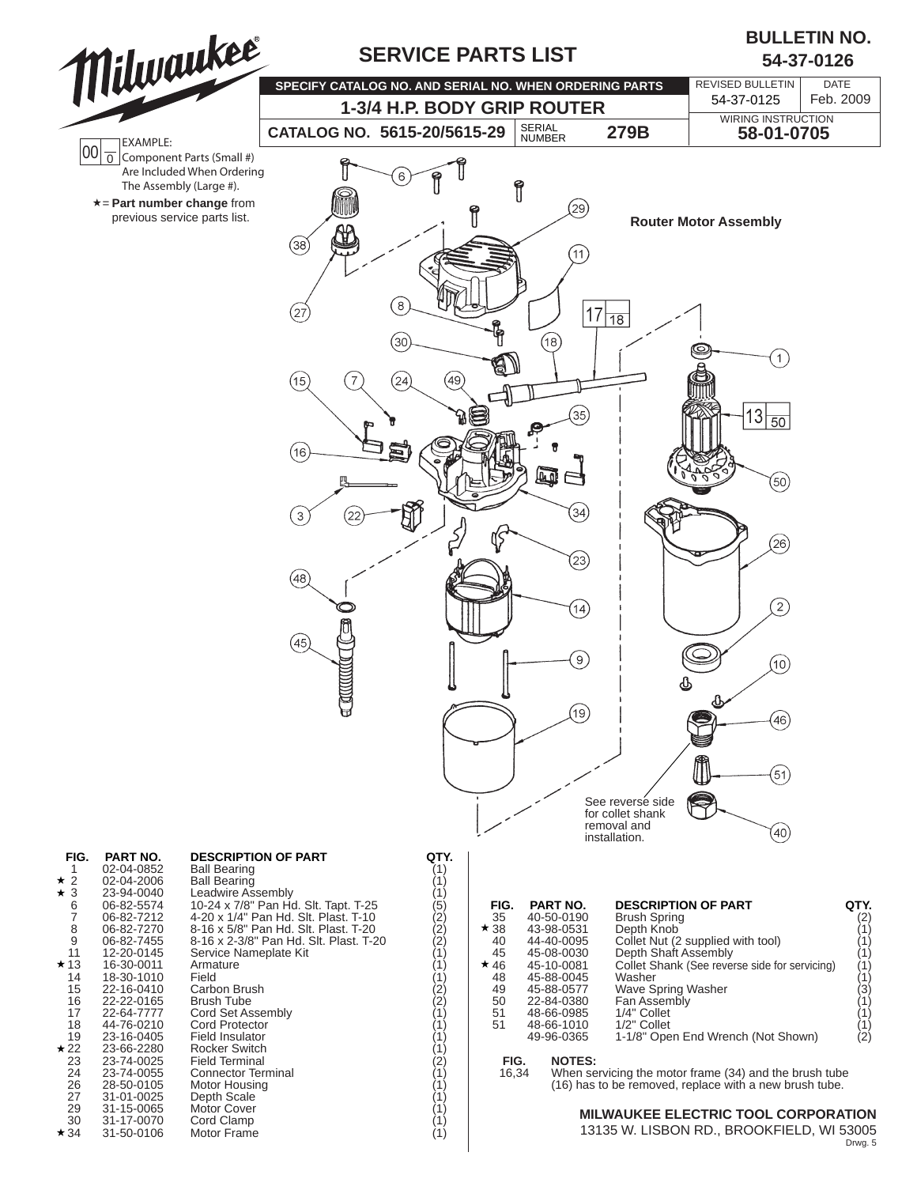**Milwaukee**

# SERVICE PARTS LIST

**BULLETIN NO. 54-37-0126**

**SPECIFY CATALOG NO. AND SERIAL NO. WHEN ORDERING PARTS**

| | |
|---|---|
| REVISED BULLETIN | DATE |
| 54-37-0125 | Feb. 2009 |
| WIRING INSTRUCTION | |
| **58-01-0705** | |

## 1-3/4 H.P. BODY GRIP ROUTER

**CATALOG NO. 5615-20/5615-29** SERIAL NUMBER **279B**

EXAMPLE:
Component Parts (Small #) Are Included When Ordering The Assembly (Large #).

★= **Part number change** from previous service parts list.

**Router Motor Assembly**

See reverse side for collet shank removal and installation.

| FIG. | PART NO. | DESCRIPTION OF PART | QTY. |
|---|---|---|---|
| 1 | 02-04-0852 | Ball Bearing | (1) |
| ★ 2 | 02-04-2006 | Ball Bearing | (1) |
| ★ 3 | 23-94-0040 | Leadwire Assembly | (1) |
| 6 | 06-82-5574 | 10-24 x 7/8" Pan Hd. Slt. Tapt. T-25 | (5) |
| 7 | 06-82-7212 | 4-20 x 1/4" Pan Hd. Slt. Plast. T-10 | (2) |
| 8 | 06-82-7270 | 8-16 x 5/8" Pan Hd. Slt. Plast. T-20 | (2) |
| 9 | 06-82-7455 | 8-16 x 2-3/8" Pan Hd. Slt. Plast. T-20 | (2) |
| 11 | 12-20-0145 | Service Nameplate Kit | (1) |
| ★ 13 | 16-30-0011 | Armature | (1) |
| 14 | 18-30-1010 | Field | (1) |
| 15 | 22-16-0410 | Carbon Brush | (2) |
| 16 | 22-22-0165 | Brush Tube | (2) |
| 17 | 22-64-7777 | Cord Set Assembly | (1) |
| 18 | 44-76-0210 | Cord Protector | (1) |
| 19 | 23-16-0405 | Field Insulator | (1) |
| ★ 22 | 23-66-2280 | Rocker Switch | (1) |
| 23 | 23-74-0025 | Field Terminal | (2) |
| 24 | 23-74-0055 | Connector Terminal | (1) |
| 26 | 28-50-0105 | Motor Housing | (1) |
| 27 | 31-01-0025 | Depth Scale | (1) |
| 29 | 31-15-0065 | Motor Cover | (1) |
| 30 | 31-17-0070 | Cord Clamp | (1) |
| ★ 34 | 31-50-0106 | Motor Frame | (1) |
| 35 | 40-50-0190 | Brush Spring | (2) |
| ★ 38 | 43-98-0531 | Depth Knob | (1) |
| 40 | 44-40-0095 | Collet Nut (2 supplied with tool) | (1) |
| 45 | 45-08-0030 | Depth Shaft Assembly | (1) |
| ★ 46 | 45-10-0081 | Collet Shank (See reverse side for servicing) | (1) |
| 48 | 45-88-0045 | Washer | (1) |
| 49 | 45-88-0577 | Wave Spring Washer | (3) |
| 50 | 22-84-0380 | Fan Assembly | (1) |
| 51 | 48-66-0985 | 1/4" Collet | (1) |
| 51 | 48-66-1010 | 1/2" Collet | (1) |
| | 49-96-0365 | 1-1/8" Open End Wrench (Not Shown) | (2) |

| FIG. | NOTES: |
|---|---|
| 16,34 | When servicing the motor frame (34) and the brush tube (16) has to be removed, replace with a new brush tube. |

**MILWAUKEE ELECTRIC TOOL CORPORATION**
13135 W. LISBON RD., BROOKFIELD, WI 53005

Drwg. 5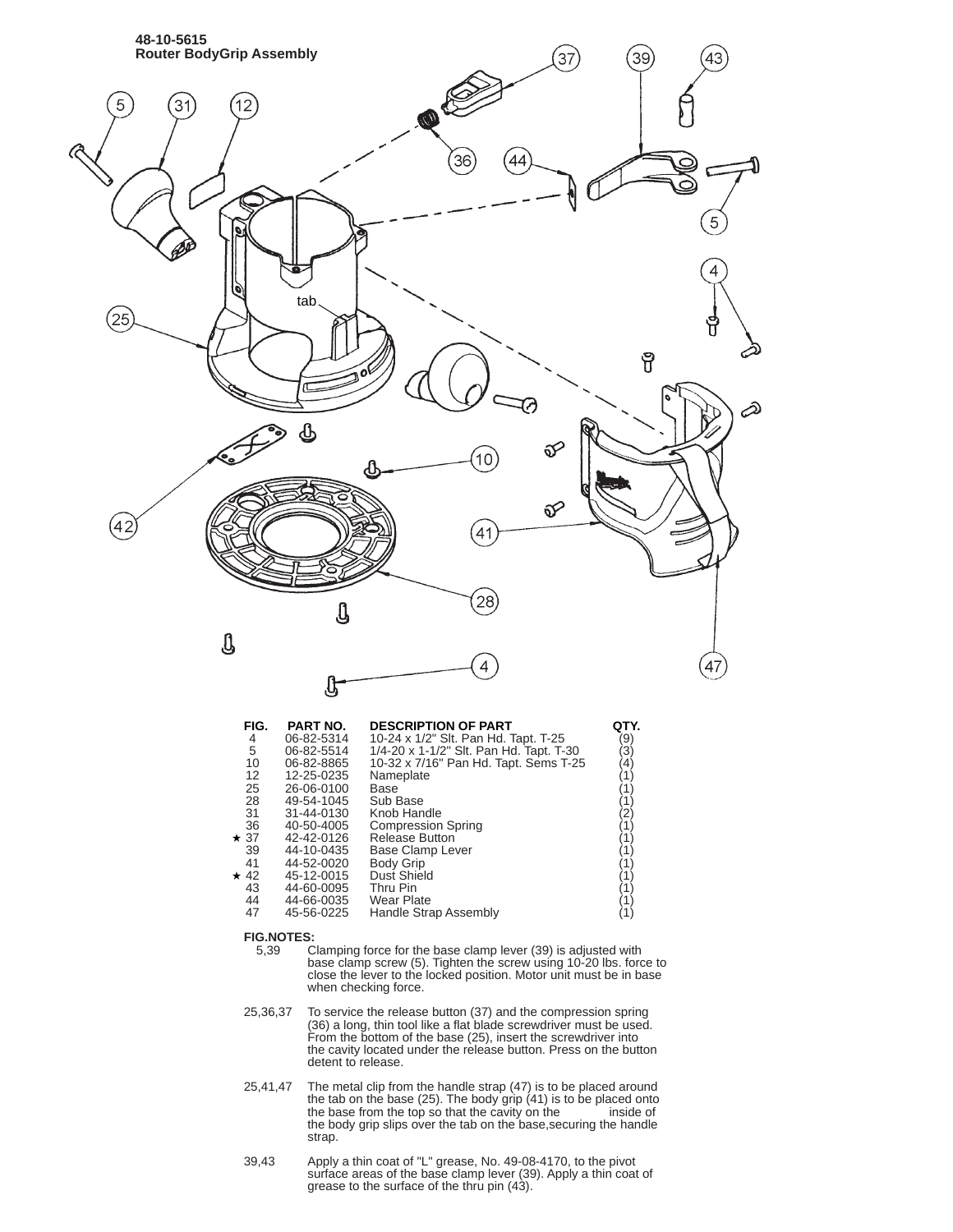**48-10-5615**
**Router BodyGrip Assembly**

| FIG. | PART NO. | DESCRIPTION OF PART | QTY. |
|---|---|---|---|
| 4 | 06-82-5314 | 10-24 x 1/2" Slt. Pan Hd. Tapt. T-25 | (9) |
| 5 | 06-82-5514 | 1/4-20 x 1-1/2" Slt. Pan Hd. Tapt. T-30 | (3) |
| 10 | 06-82-8865 | 10-32 x 7/16" Pan Hd. Tapt. Sems T-25 | (4) |
| 12 | 12-25-0235 | Nameplate | (1) |
| 25 | 26-06-0100 | Base | (1) |
| 28 | 49-54-1045 | Sub Base | (1) |
| 31 | 31-44-0130 | Knob Handle | (2) |
| 36 | 40-50-4005 | Compression Spring | (1) |
| ★ 37 | 42-42-0126 | Release Button | (1) |
| 39 | 44-10-0435 | Base Clamp Lever | (1) |
| 41 | 44-52-0020 | Body Grip | (1) |
| ★ 42 | 45-12-0015 | Dust Shield | (1) |
| 43 | 44-60-0095 | Thru Pin | (1) |
| 44 | 44-66-0035 | Wear Plate | (1) |
| 47 | 45-56-0225 | Handle Strap Assembly | (1) |

**FIG.NOTES:**

5,39 — Clamping force for the base clamp lever (39) is adjusted with base clamp screw (5). Tighten the screw using 10-20 lbs. force to close the lever to the locked position. Motor unit must be in base when checking force.

25,36,37 — To service the release button (37) and the compression spring (36) a long, thin tool like a flat blade screwdriver must be used. From the bottom of the base (25), insert the screwdriver into the cavity located under the release button. Press on the button detent to release.

25,41,47 — The metal clip from the handle strap (47) is to be placed around the tab on the base (25). The body grip (41) is to be placed onto the base from the top so that the cavity on the inside of the body grip slips over the tab on the base,securing the handle strap.

39,43 — Apply a thin coat of "L" grease, No. 49-08-4170, to the pivot surface areas of the base clamp lever (39). Apply a thin coat of grease to the surface of the thru pin (43).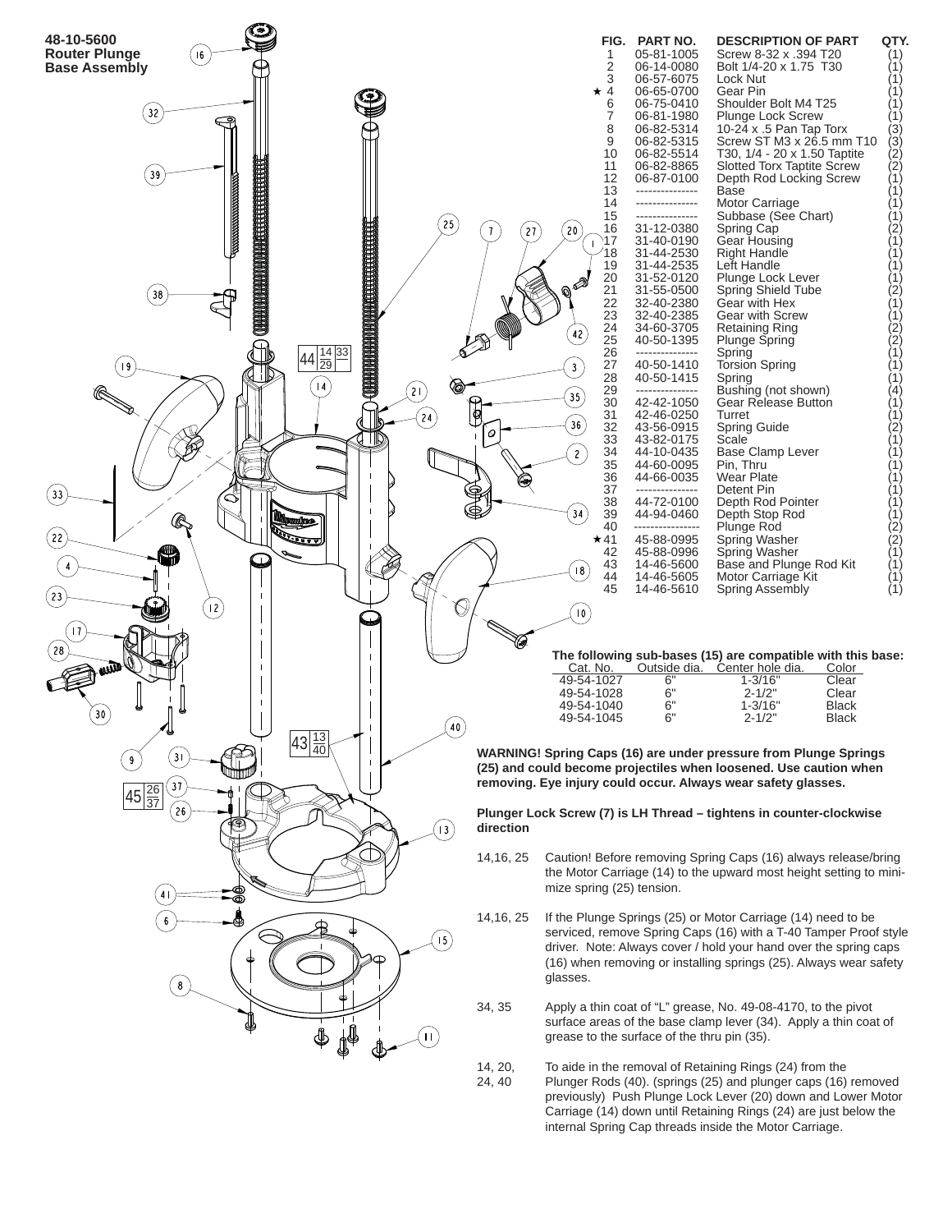**48-10-5600**
**Router Plunge Base Assembly**

| FIG. | PART NO. | DESCRIPTION OF PART | QTY. |
|---|---|---|---|
| 1 | 05-81-1005 | Screw 8-32 x .394 T20 | (1) |
| 2 | 06-14-0080 | Bolt 1/4-20 x 1.75 T30 | (1) |
| 3 | 06-57-6075 | Lock Nut | (1) |
| ★ 4 | 06-65-0700 | Gear Pin | (1) |
| 6 | 06-75-0410 | Shoulder Bolt M4 T25 | (1) |
| 7 | 06-81-1980 | Plunge Lock Screw | (1) |
| 8 | 06-82-5314 | 10-24 x .5 Pan Tap Torx | (3) |
| 9 | 06-82-5315 | Screw ST M3 x 26.5 mm T10 | (3) |
| 10 | 06-82-5514 | T30, 1/4 - 20 x 1.50 Taptite | (2) |
| 11 | 06-82-8865 | Slotted Torx Taptite Screw | (2) |
| 12 | 06-87-0100 | Depth Rod Locking Screw | (1) |
| 13 | --------------- | Base | (1) |
| 14 | --------------- | Motor Carriage | (1) |
| 15 | --------------- | Subbase (See Chart) | (1) |
| 16 | 31-12-0380 | Spring Cap | (2) |
| 17 | 31-40-0190 | Gear Housing | (1) |
| 18 | 31-44-2530 | Right Handle | (1) |
| 19 | 31-44-2535 | Left Handle | (1) |
| 20 | 31-52-0120 | Plunge Lock Lever | (1) |
| 21 | 31-55-0500 | Spring Shield Tube | (2) |
| 22 | 32-40-2380 | Gear with Hex | (1) |
| 23 | 32-40-2385 | Gear with Screw | (1) |
| 24 | 34-60-3705 | Retaining Ring | (2) |
| 25 | 40-50-1395 | Plunge Spring | (2) |
| 26 | --------------- | Spring | (1) |
| 27 | 40-50-1410 | Torsion Spring | (1) |
| 28 | 40-50-1415 | Spring | (1) |
| 29 | --------------- | Bushing (not shown) | (4) |
| 30 | 42-42-1050 | Gear Release Button | (1) |
| 31 | 42-46-0250 | Turret | (1) |
| 32 | 43-56-0915 | Spring Guide | (2) |
| 33 | 43-82-0175 | Scale | (1) |
| 34 | 44-10-0435 | Base Clamp Lever | (1) |
| 35 | 44-60-0095 | Pin, Thru | (1) |
| 36 | 44-66-0035 | Wear Plate | (1) |
| 37 | --------------- | Detent Pin | (1) |
| 38 | 44-72-0100 | Depth Rod Pointer | (1) |
| 39 | 44-94-0460 | Depth Stop Rod | (1) |
| 40 | ---------------- | Plunge Rod | (2) |
| ★ 41 | 45-88-0995 | Spring Washer | (2) |
| 42 | 45-88-0996 | Spring Washer | (1) |
| 43 | 14-46-5600 | Base and Plunge Rod Kit | (1) |
| 44 | 14-46-5605 | Motor Carriage Kit | (1) |
| 45 | 14-46-5610 | Spring Assembly | (1) |

**The following sub-bases (15) are compatible with this base:**

| Cat. No. | Outside dia. | Center hole dia. | Color |
|---|---|---|---|
| 49-54-1027 | 6" | 1-3/16" | Clear |
| 49-54-1028 | 6" | 2-1/2" | Clear |
| 49-54-1040 | 6" | 1-3/16" | Black |
| 49-54-1045 | 6" | 2-1/2" | Black |

**WARNING! Spring Caps (16) are under pressure from Plunge Springs (25) and could become projectiles when loosened. Use caution when removing. Eye injury could occur. Always wear safety glasses.**

**Plunger Lock Screw (7) is LH Thread – tightens in counter-clockwise direction**

14,16, 25 Caution! Before removing Spring Caps (16) always release/bring the Motor Carriage (14) to the upward most height setting to minimize spring (25) tension.

14,16, 25 If the Plunge Springs (25) or Motor Carriage (14) need to be serviced, remove Spring Caps (16) with a T-40 Tamper Proof style driver. Note: Always cover / hold your hand over the spring caps (16) when removing or installing springs (25). Always wear safety glasses.

34, 35 Apply a thin coat of "L" grease, No. 49-08-4170, to the pivot surface areas of the base clamp lever (34). Apply a thin coat of grease to the surface of the thru pin (35).

14, 20, 24, 40 To aide in the removal of Retaining Rings (24) from the Plunger Rods (40). (springs (25) and plunger caps (16) removed previously) Push Plunge Lock Lever (20) down and Lower Motor Carriage (14) down until Retaining Rings (24) are just below the internal Spring Cap threads inside the Motor Carriage.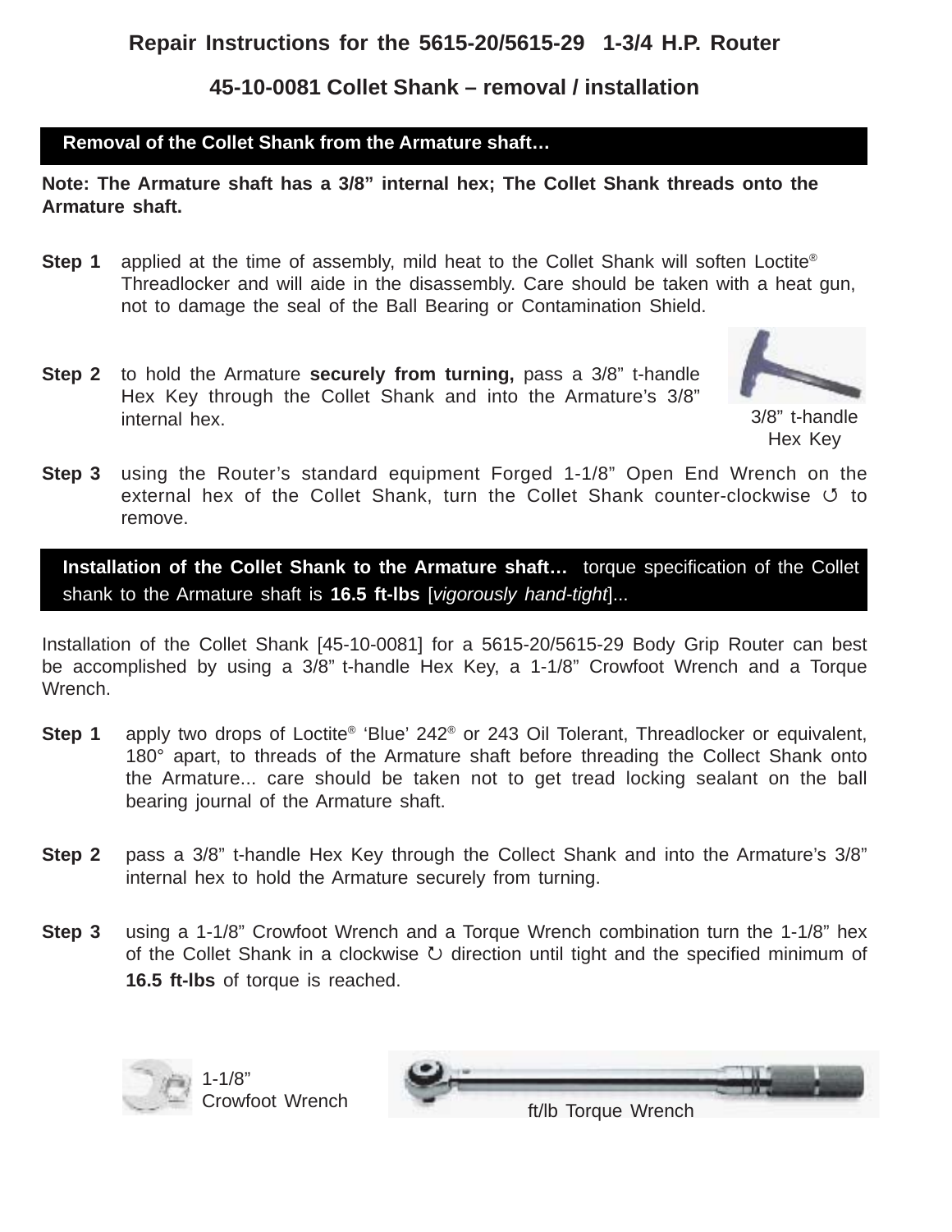# Repair Instructions for the 5615-20/5615-29 1-3/4 H.P. Router

## 45-10-0081 Collet Shank – removal / installation

### Removal of the Collet Shank from the Armature shaft…

**Note: The Armature shaft has a 3/8” internal hex; The Collet Shank threads onto the Armature shaft.**

**Step 1** applied at the time of assembly, mild heat to the Collet Shank will soften Loctite® Threadlocker and will aide in the disassembly. Care should be taken with a heat gun, not to damage the seal of the Ball Bearing or Contamination Shield.

**Step 2** to hold the Armature **securely from turning,** pass a 3/8” t-handle Hex Key through the Collet Shank and into the Armature’s 3/8” internal hex.

3/8” t-handle Hex Key

**Step 3** using the Router’s standard equipment Forged 1-1/8” Open End Wrench on the external hex of the Collet Shank, turn the Collet Shank counter-clockwise ↺ to remove.

### Installation of the Collet Shank to the Armature shaft… torque specification of the Collet shank to the Armature shaft is 16.5 ft-lbs [*vigorously hand-tight*]...

Installation of the Collet Shank [45-10-0081] for a 5615-20/5615-29 Body Grip Router can best be accomplished by using a 3/8” t-handle Hex Key, a 1-1/8” Crowfoot Wrench and a Torque Wrench.

**Step 1** apply two drops of Loctite® ‘Blue’ 242® or 243 Oil Tolerant, Threadlocker or equivalent, 180° apart, to threads of the Armature shaft before threading the Collect Shank onto the Armature... care should be taken not to get tread locking sealant on the ball bearing journal of the Armature shaft.

**Step 2** pass a 3/8” t-handle Hex Key through the Collect Shank and into the Armature’s 3/8” internal hex to hold the Armature securely from turning.

**Step 3** using a 1-1/8” Crowfoot Wrench and a Torque Wrench combination turn the 1-1/8” hex of the Collet Shank in a clockwise ↻ direction until tight and the specified minimum of **16.5 ft-lbs** of torque is reached.

1-1/8” Crowfoot Wrench

ft/lb Torque Wrench